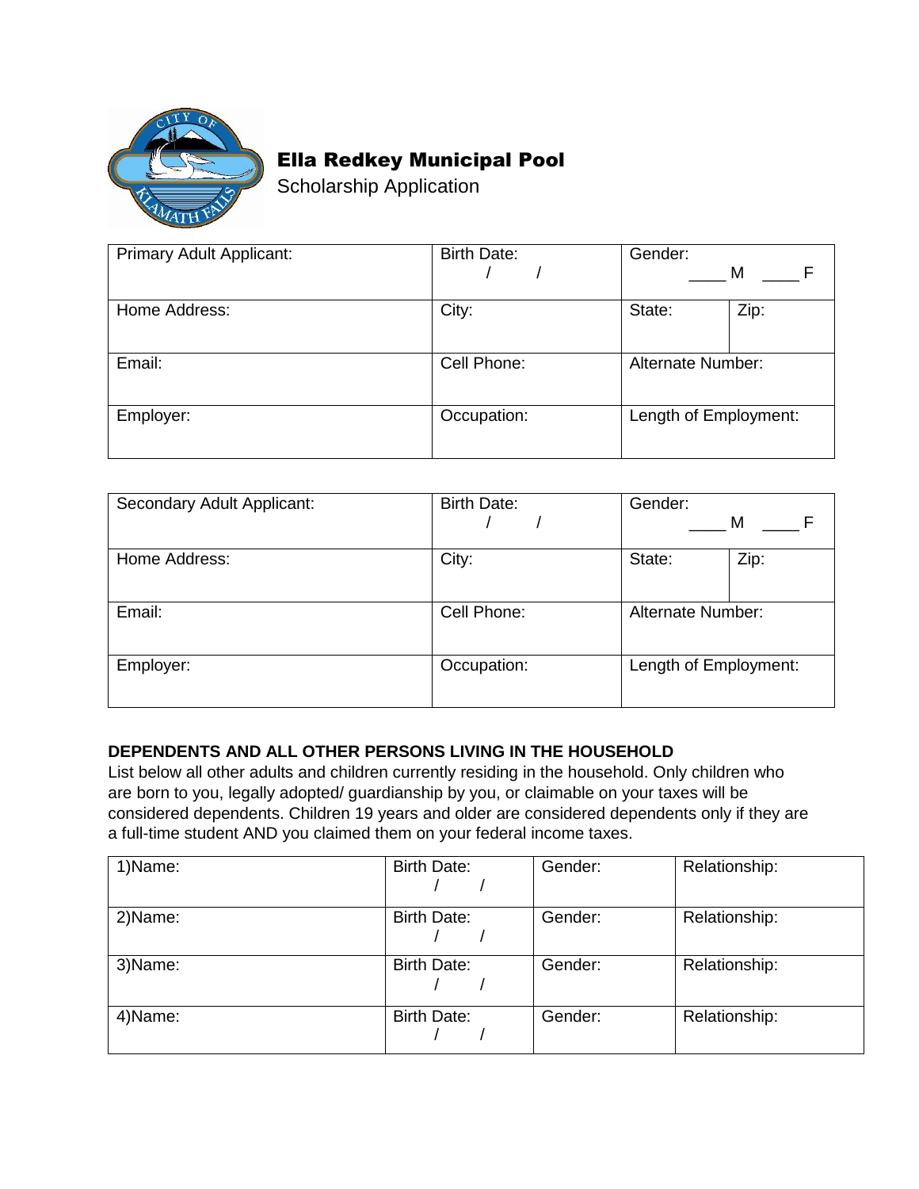# Ella Redkey Municipal Pool

Scholarship Application

| Primary Adult Applicant: | Birth Date: / / | Gender: \_\_\_\_ M \_\_\_\_ F | |
|---|---|---|---|
| Home Address: | City: | State: | Zip: |
| Email: | Cell Phone: | Alternate Number: | |
| Employer: | Occupation: | Length of Employment: | |

| Secondary Adult Applicant: | Birth Date: / / | Gender: \_\_\_\_ M \_\_\_\_ F | |
|---|---|---|---|
| Home Address: | City: | State: | Zip: |
| Email: | Cell Phone: | Alternate Number: | |
| Employer: | Occupation: | Length of Employment: | |

**DEPENDENTS AND ALL OTHER PERSONS LIVING IN THE HOUSEHOLD**

List below all other adults and children currently residing in the household. Only children who are born to you, legally adopted/ guardianship by you, or claimable on your taxes will be considered dependents. Children 19 years and older are considered dependents only if they are a full-time student AND you claimed them on your federal income taxes.

| 1)Name: | Birth Date: / / | Gender: | Relationship: |
|---|---|---|---|
| 2)Name: | Birth Date: / / | Gender: | Relationship: |
| 3)Name: | Birth Date: / / | Gender: | Relationship: |
| 4)Name: | Birth Date: / / | Gender: | Relationship: |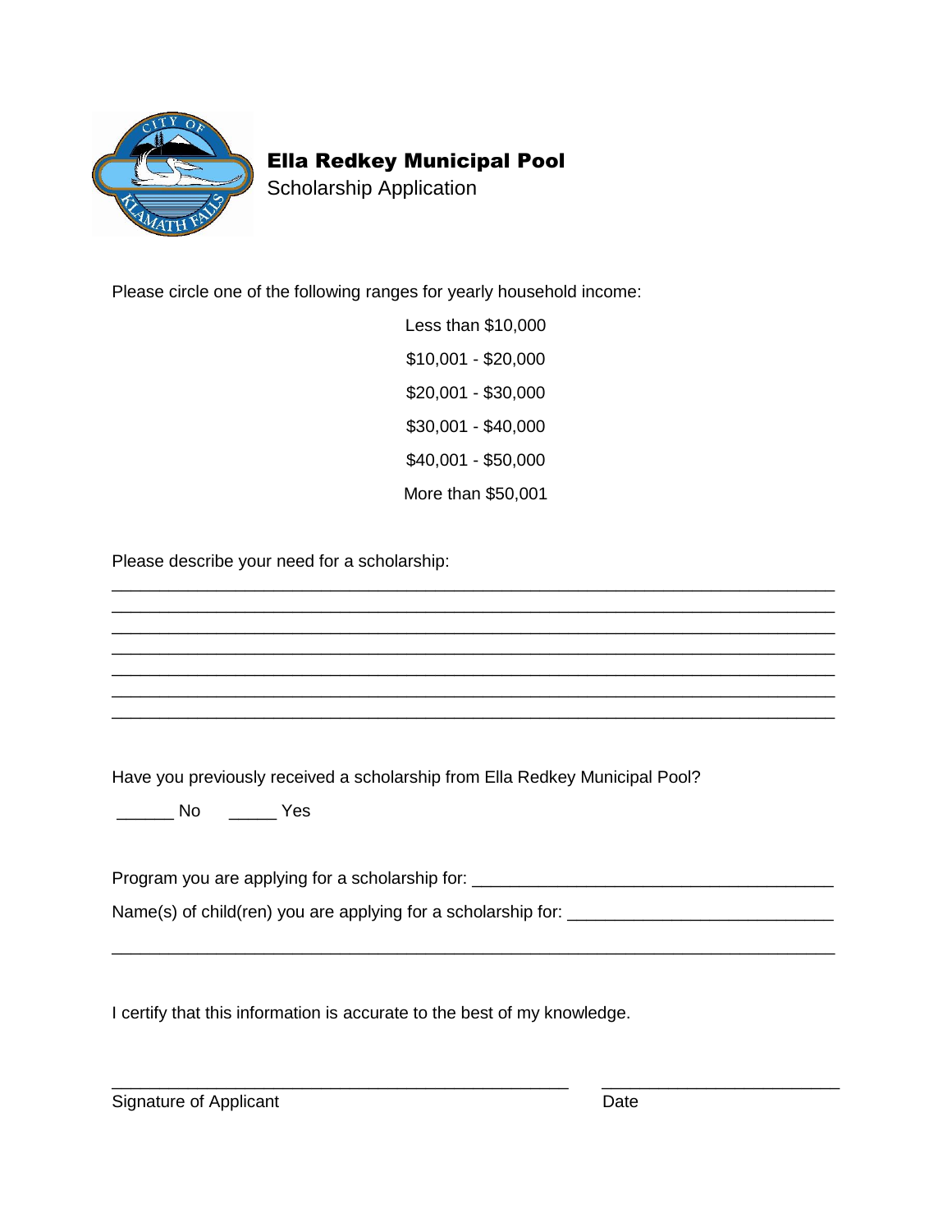**Ella Redkey Municipal Pool**

Scholarship Application

Please circle one of the following ranges for yearly household income:

Less than $10,000

$10,001 - $20,000

$20,001 - $30,000

$30,001 - $40,000

$40,001 - $50,000

More than $50,001

Please describe your need for a scholarship:

_______________________________________________________________________________
_______________________________________________________________________________
_______________________________________________________________________________
_______________________________________________________________________________
_______________________________________________________________________________
_______________________________________________________________________________
_______________________________________________________________________________

Have you previously received a scholarship from Ella Redkey Municipal Pool?

______ No _____ Yes

Program you are applying for a scholarship for: ______________________________________

Name(s) of child(ren) you are applying for a scholarship for: ____________________________

_______________________________________________________________________________

I certify that this information is accurate to the best of my knowledge.

_________________________________________________ _________________________

Signature of Applicant Date